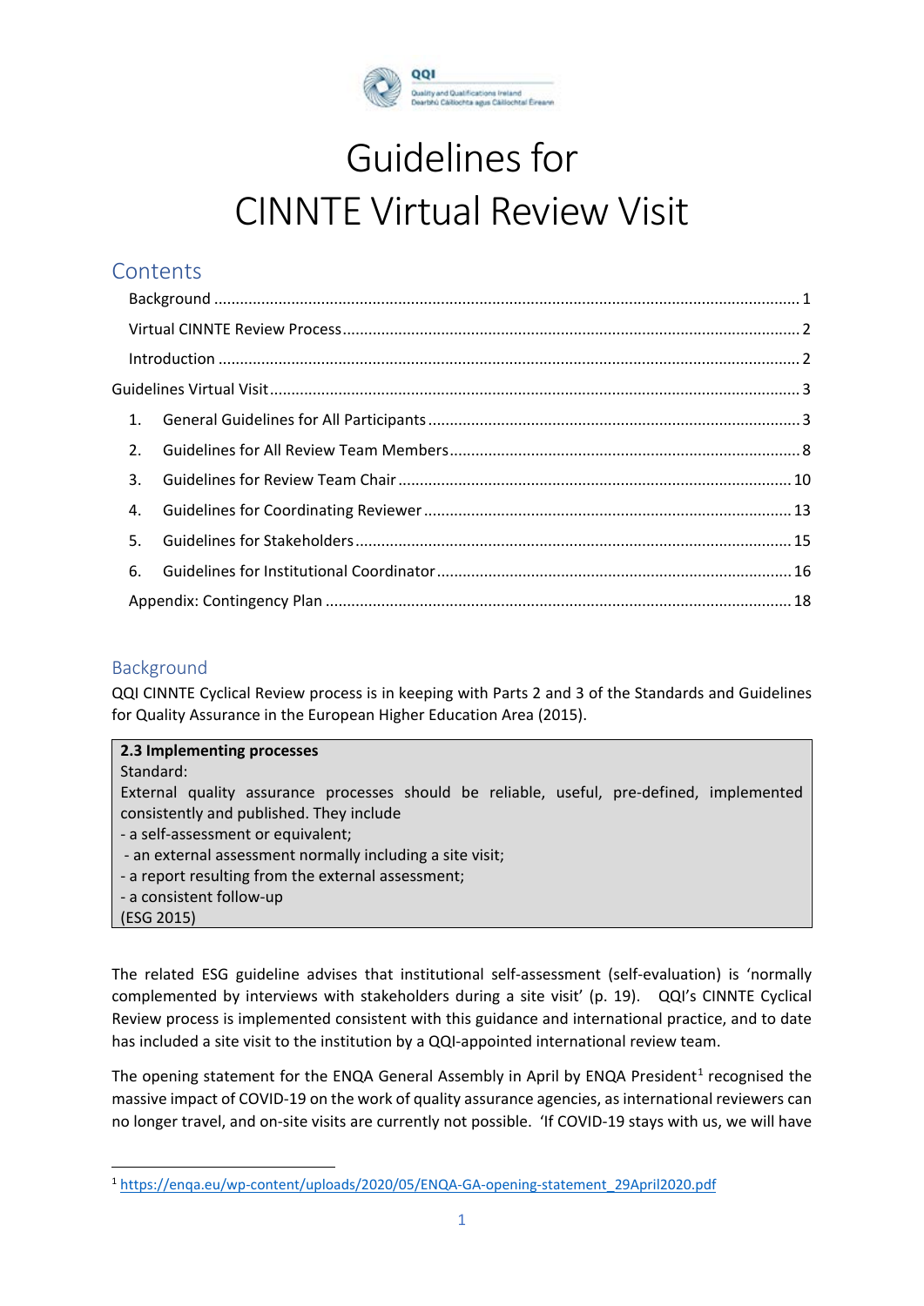# Guidelines for CINNTE Virtual Review Visit

## Contents

- Background ... 1
- Virtual CINNTE Review Process ... 2
- Introduction ... 2
- Guidelines Virtual Visit ... 3
  1. General Guidelines for All Participants ... 3
  2. Guidelines for All Review Team Members ... 8
  3. Guidelines for Review Team Chair ... 10
  4. Guidelines for Coordinating Reviewer ... 13
  5. Guidelines for Stakeholders ... 15
  6. Guidelines for Institutional Coordinator ... 16
- Appendix: Contingency Plan ... 18

## Background

QQI CINNTE Cyclical Review process is in keeping with Parts 2 and 3 of the Standards and Guidelines for Quality Assurance in the European Higher Education Area (2015).

> **2.3 Implementing processes**
> Standard:
> External quality assurance processes should be reliable, useful, pre-defined, implemented consistently and published. They include
> - a self-assessment or equivalent;
> - an external assessment normally including a site visit;
> - a report resulting from the external assessment;
> - a consistent follow-up
>
> (ESG 2015)

The related ESG guideline advises that institutional self-assessment (self-evaluation) is 'normally complemented by interviews with stakeholders during a site visit' (p. 19). QQI's CINNTE Cyclical Review process is implemented consistent with this guidance and international practice, and to date has included a site visit to the institution by a QQI-appointed international review team.

The opening statement for the ENQA General Assembly in April by ENQA President[1] recognised the massive impact of COVID-19 on the work of quality assurance agencies, as international reviewers can no longer travel, and on-site visits are currently not possible. 'If COVID-19 stays with us, we will have

[1] https://enqa.eu/wp-content/uploads/2020/05/ENQA-GA-opening-statement_29April2020.pdf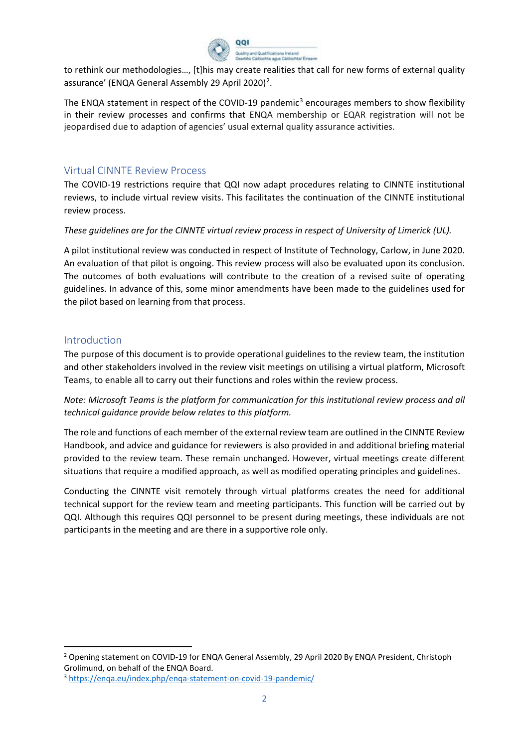to rethink our methodologies..., [t]his may create realities that call for new forms of external quality assurance' (ENQA General Assembly 29 April 2020)[2].

The ENQA statement in respect of the COVID-19 pandemic[3] encourages members to show flexibility in their review processes and confirms that ENQA membership or EQAR registration will not be jeopardised due to adaption of agencies' usual external quality assurance activities.

## Virtual CINNTE Review Process

The COVID-19 restrictions require that QQI now adapt procedures relating to CINNTE institutional reviews, to include virtual review visits. This facilitates the continuation of the CINNTE institutional review process.

*These guidelines are for the CINNTE virtual review process in respect of University of Limerick (UL).*

A pilot institutional review was conducted in respect of Institute of Technology, Carlow, in June 2020. An evaluation of that pilot is ongoing. This review process will also be evaluated upon its conclusion. The outcomes of both evaluations will contribute to the creation of a revised suite of operating guidelines. In advance of this, some minor amendments have been made to the guidelines used for the pilot based on learning from that process.

## Introduction

The purpose of this document is to provide operational guidelines to the review team, the institution and other stakeholders involved in the review visit meetings on utilising a virtual platform, Microsoft Teams, to enable all to carry out their functions and roles within the review process.

*Note: Microsoft Teams is the platform for communication for this institutional review process and all technical guidance provide below relates to this platform.*

The role and functions of each member of the external review team are outlined in the CINNTE Review Handbook, and advice and guidance for reviewers is also provided in and additional briefing material provided to the review team. These remain unchanged. However, virtual meetings create different situations that require a modified approach, as well as modified operating principles and guidelines.

Conducting the CINNTE visit remotely through virtual platforms creates the need for additional technical support for the review team and meeting participants. This function will be carried out by QQI. Although this requires QQI personnel to be present during meetings, these individuals are not participants in the meeting and are there in a supportive role only.

---

[2] Opening statement on COVID-19 for ENQA General Assembly, 29 April 2020 By ENQA President, Christoph Grolimund, on behalf of the ENQA Board.

[3] https://enqa.eu/index.php/enqa-statement-on-covid-19-pandemic/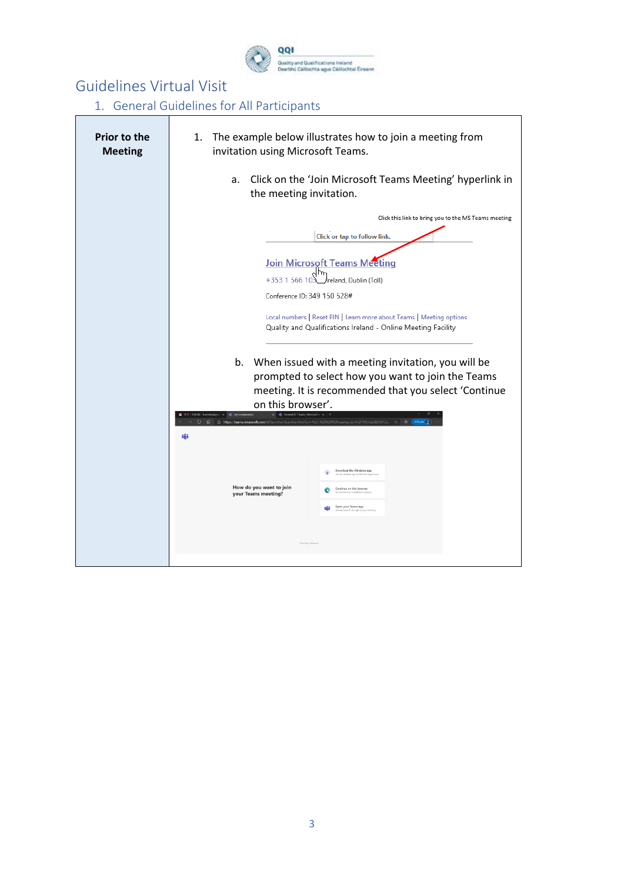# Guidelines Virtual Visit

## 1. General Guidelines for All Participants

| Prior to the Meeting | 1. The example below illustrates how to join a meeting from invitation using Microsoft Teams.<br><br>a. Click on the 'Join Microsoft Teams Meeting' hyperlink in the meeting invitation.<br><br>Click this link to bring you to the MS Teams meeting<br><br>Click or tap to follow link.<br><br>Join Microsoft Teams Meeting<br><br>+353 1 566 103 Ireland, Dublin (Toll)<br><br>Conference ID: 349 150 528#<br><br>Local numbers \| Reset PIN \| Learn more about Teams \| Meeting options<br>Quality and Qualifications Ireland - Online Meeting Facility<br><br>b. When issued with a meeting invitation, you will be prompted to select how you want to join the Teams meeting. It is recommended that you select 'Continue on this browser'.<br><br>How do you want to join your Teams meeting?<br><br>Download the Windows app<br>Continue on this browser<br>Open your Teams app |
|---|---|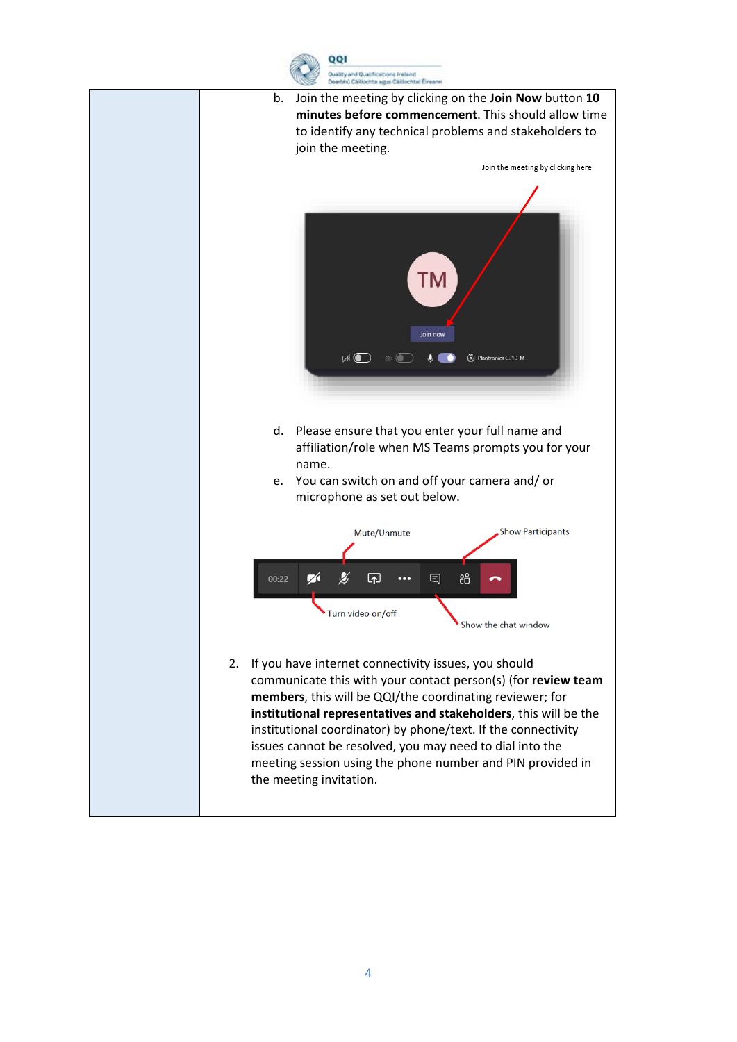b. Join the meeting by clicking on the **Join Now** button **10 minutes before commencement**. This should allow time to identify any technical problems and stakeholders to join the meeting.

Join the meeting by clicking here

d. Please ensure that you enter your full name and affiliation/role when MS Teams prompts you for your name.

e. You can switch on and off your camera and/ or microphone as set out below.

Mute/Unmute

Show Participants

Turn video on/off

Show the chat window

2. If you have internet connectivity issues, you should communicate this with your contact person(s) (for **review team members**, this will be QQI/the coordinating reviewer; for **institutional representatives and stakeholders**, this will be the institutional coordinator) by phone/text. If the connectivity issues cannot be resolved, you may need to dial into the meeting session using the phone number and PIN provided in the meeting invitation.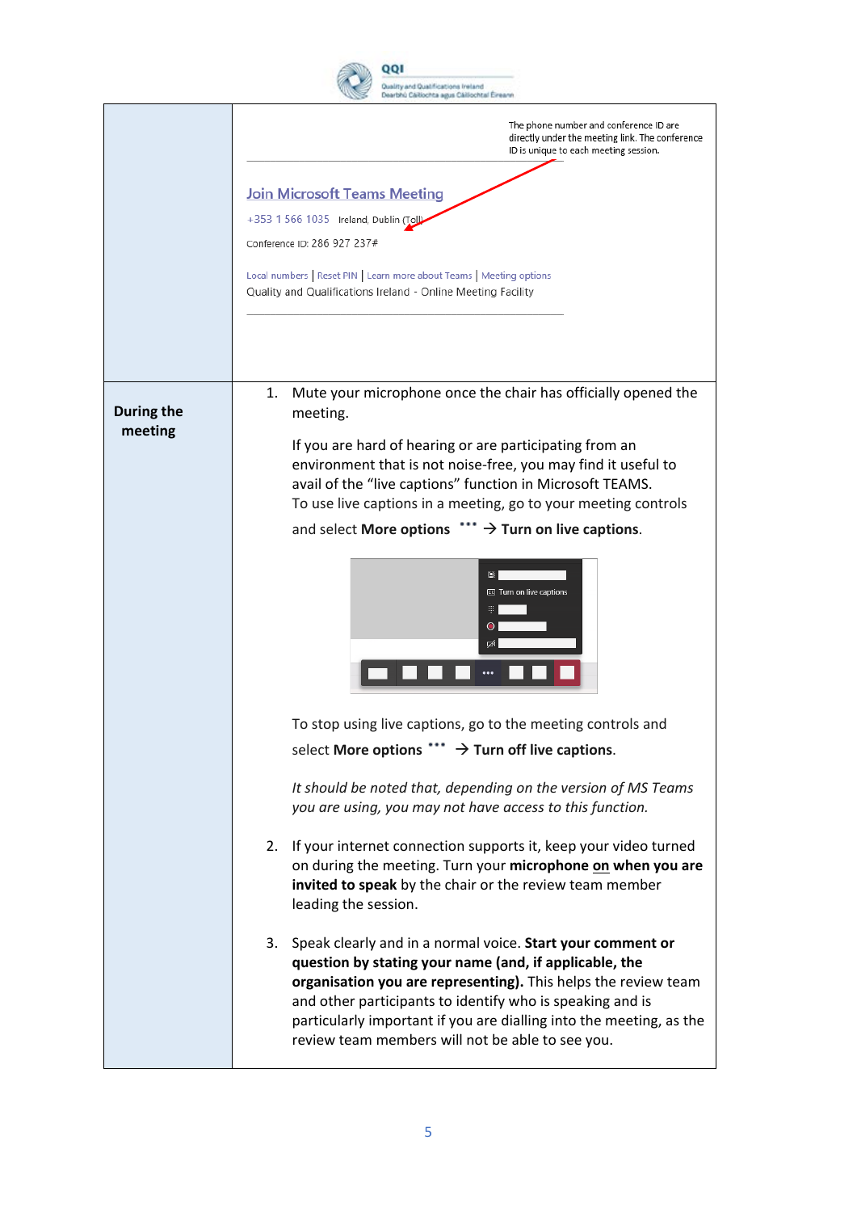| | |
|---|---|
| | The phone number and conference ID are directly under the meeting link. The conference ID is unique to each meeting session.<br><br>Join Microsoft Teams Meeting<br>+353 1 566 1035 Ireland, Dublin (Toll)<br>Conference ID: 286 927 237#<br><br>Local numbers \| Reset PIN \| Learn more about Teams \| Meeting options<br>Quality and Qualifications Ireland - Online Meeting Facility |
| **During the meeting** | 1. Mute your microphone once the chair has officially opened the meeting.<br><br>If you are hard of hearing or are participating from an environment that is not noise-free, you may find it useful to avail of the "live captions" function in Microsoft TEAMS. To use live captions in a meeting, go to your meeting controls and select **More options** ••• → **Turn on live captions**.<br><br>Turn on live captions<br><br>To stop using live captions, go to the meeting controls and select **More options** ••• → **Turn off live captions**.<br><br>*It should be noted that, depending on the version of MS Teams you are using, you may not have access to this function.*<br><br>2. If your internet connection supports it, keep your video turned on during the meeting. Turn your **microphone** <u>**on**</u> **when you are invited to speak** by the chair or the review team member leading the session.<br><br>3. Speak clearly and in a normal voice. **Start your comment or question by stating your name (and, if applicable, the organisation you are representing).** This helps the review team and other participants to identify who is speaking and is particularly important if you are dialling into the meeting, as the review team members will not be able to see you. |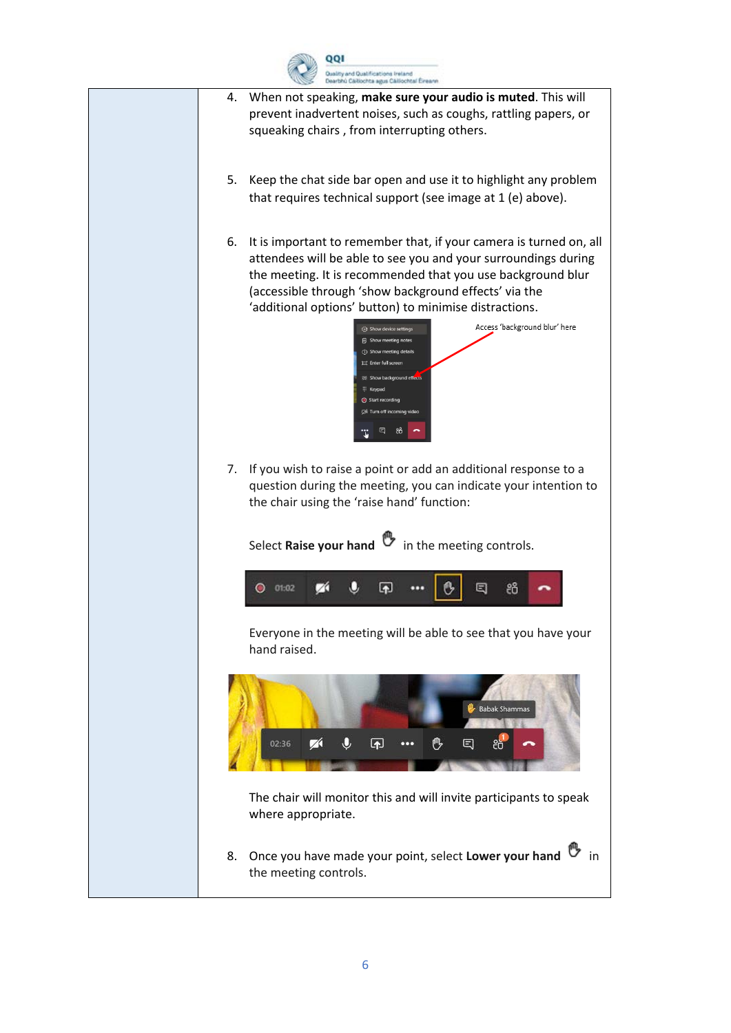4. When not speaking, **make sure your audio is muted**. This will prevent inadvertent noises, such as coughs, rattling papers, or squeaking chairs , from interrupting others.

5. Keep the chat side bar open and use it to highlight any problem that requires technical support (see image at 1 (e) above).

6. It is important to remember that, if your camera is turned on, all attendees will be able to see you and your surroundings during the meeting. It is recommended that you use background blur (accessible through 'show background effects' via the 'additional options' button) to minimise distractions.

7. If you wish to raise a point or add an additional response to a question during the meeting, you can indicate your intention to the chair using the 'raise hand' function:

   Select **Raise your hand** in the meeting controls.

   Everyone in the meeting will be able to see that you have your hand raised.

   The chair will monitor this and will invite participants to speak where appropriate.

8. Once you have made your point, select **Lower your hand** in the meeting controls.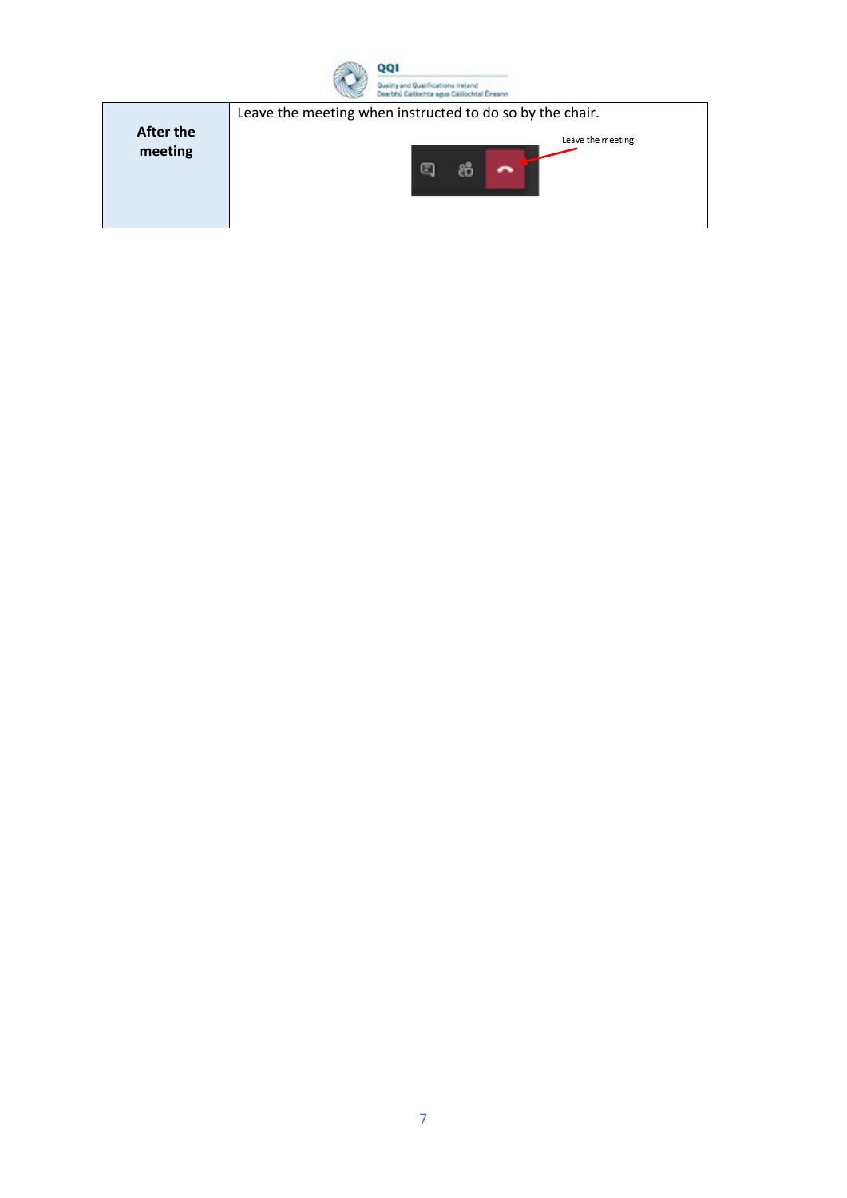| After the meeting | Leave the meeting when instructed to do so by the chair.<br><br>Leave the meeting |
|---|---|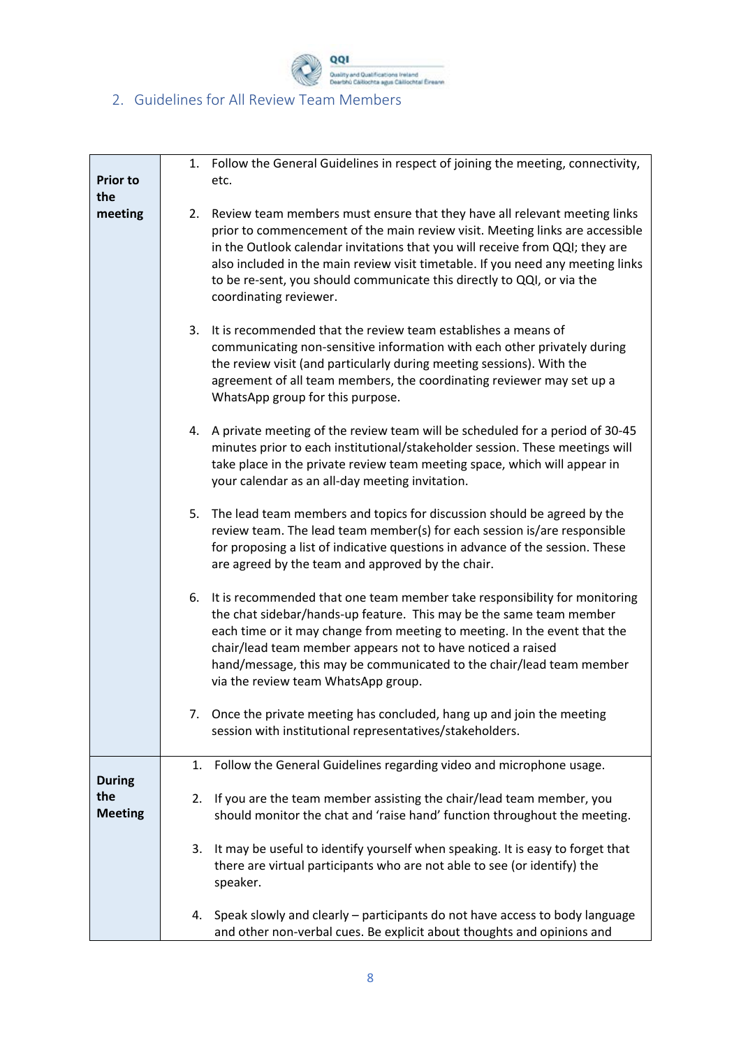## 2. Guidelines for All Review Team Members

| | |
|---|---|
| **Prior to the meeting** | 1. Follow the General Guidelines in respect of joining the meeting, connectivity, etc.<br><br>2. Review team members must ensure that they have all relevant meeting links prior to commencement of the main review visit. Meeting links are accessible in the Outlook calendar invitations that you will receive from QQI; they are also included in the main review visit timetable. If you need any meeting links to be re-sent, you should communicate this directly to QQI, or via the coordinating reviewer.<br><br>3. It is recommended that the review team establishes a means of communicating non-sensitive information with each other privately during the review visit (and particularly during meeting sessions). With the agreement of all team members, the coordinating reviewer may set up a WhatsApp group for this purpose.<br><br>4. A private meeting of the review team will be scheduled for a period of 30-45 minutes prior to each institutional/stakeholder session. These meetings will take place in the private review team meeting space, which will appear in your calendar as an all-day meeting invitation.<br><br>5. The lead team members and topics for discussion should be agreed by the review team. The lead team member(s) for each session is/are responsible for proposing a list of indicative questions in advance of the session. These are agreed by the team and approved by the chair.<br><br>6. It is recommended that one team member take responsibility for monitoring the chat sidebar/hands-up feature. This may be the same team member each time or it may change from meeting to meeting. In the event that the chair/lead team member appears not to have noticed a raised hand/message, this may be communicated to the chair/lead team member via the review team WhatsApp group.<br><br>7. Once the private meeting has concluded, hang up and join the meeting session with institutional representatives/stakeholders. |
| **During the Meeting** | 1. Follow the General Guidelines regarding video and microphone usage.<br><br>2. If you are the team member assisting the chair/lead team member, you should monitor the chat and 'raise hand' function throughout the meeting.<br><br>3. It may be useful to identify yourself when speaking. It is easy to forget that there are virtual participants who are not able to see (or identify) the speaker.<br><br>4. Speak slowly and clearly – participants do not have access to body language and other non-verbal cues. Be explicit about thoughts and opinions and |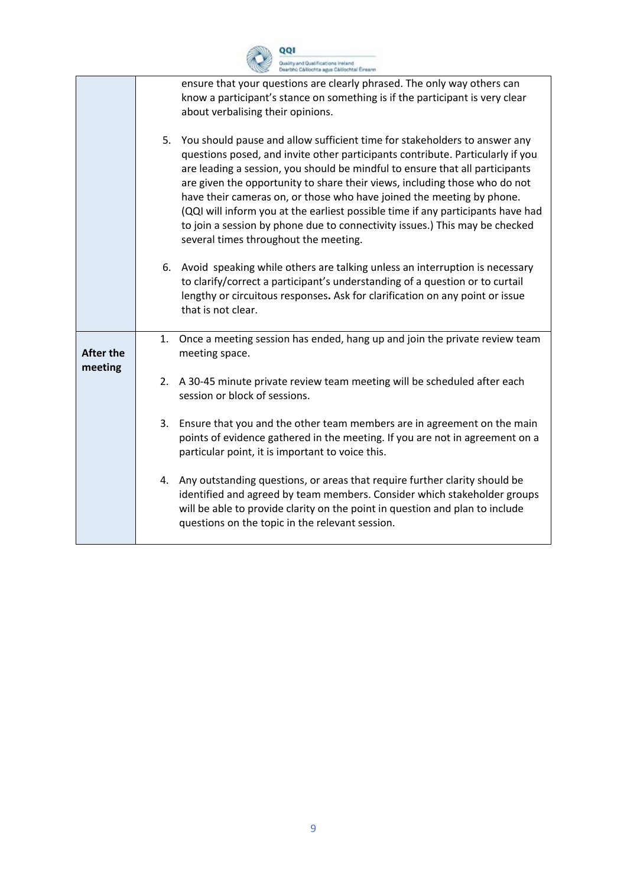| | |
|---|---|
| | ensure that your questions are clearly phrased. The only way others can know a participant's stance on something is if the participant is very clear about verbalising their opinions.<br><br>5. You should pause and allow sufficient time for stakeholders to answer any questions posed, and invite other participants contribute. Particularly if you are leading a session, you should be mindful to ensure that all participants are given the opportunity to share their views, including those who do not have their cameras on, or those who have joined the meeting by phone. (QQI will inform you at the earliest possible time if any participants have had to join a session by phone due to connectivity issues.) This may be checked several times throughout the meeting.<br><br>6. Avoid speaking while others are talking unless an interruption is necessary to clarify/correct a participant's understanding of a question or to curtail lengthy or circuitous responses**.** Ask for clarification on any point or issue that is not clear. |
| **After the meeting** | 1. Once a meeting session has ended, hang up and join the private review team meeting space.<br><br>2. A 30-45 minute private review team meeting will be scheduled after each session or block of sessions.<br><br>3. Ensure that you and the other team members are in agreement on the main points of evidence gathered in the meeting. If you are not in agreement on a particular point, it is important to voice this.<br><br>4. Any outstanding questions, or areas that require further clarity should be identified and agreed by team members. Consider which stakeholder groups will be able to provide clarity on the point in question and plan to include questions on the topic in the relevant session. |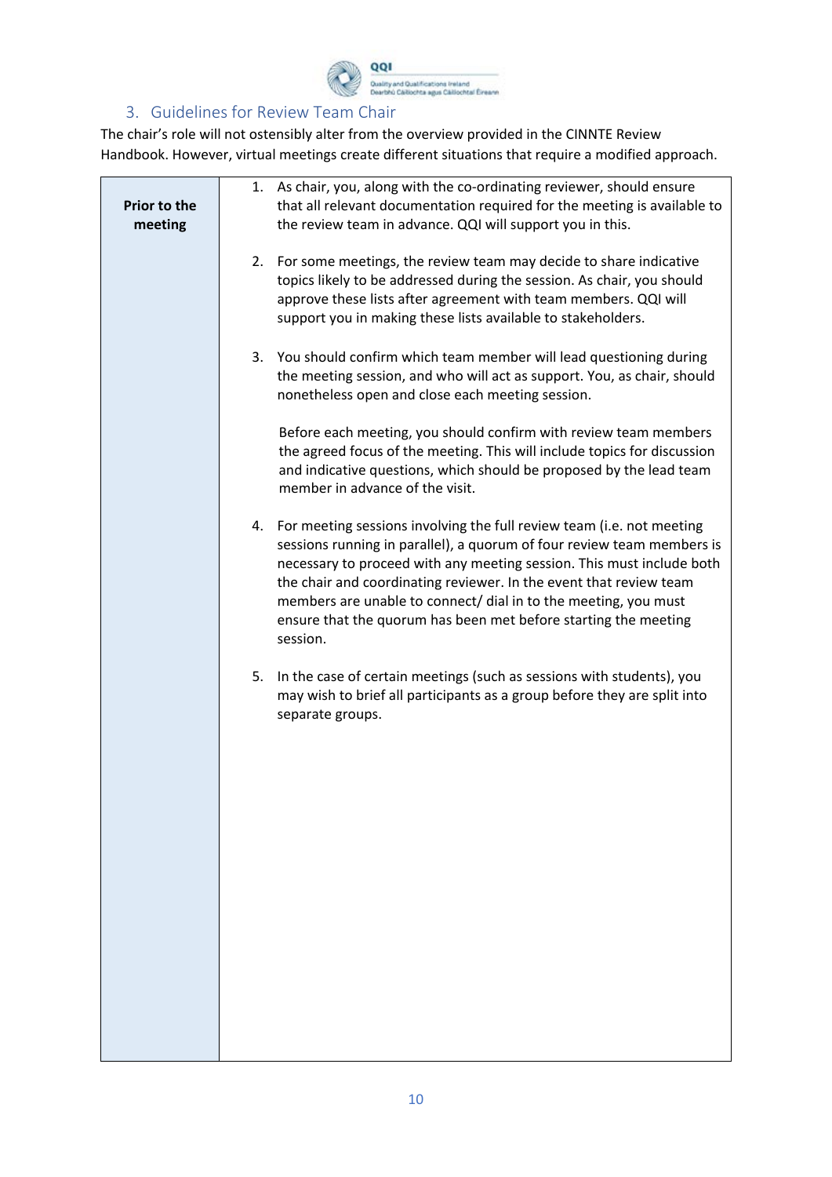## 3. Guidelines for Review Team Chair

The chair's role will not ostensibly alter from the overview provided in the CINNTE Review Handbook. However, virtual meetings create different situations that require a modified approach.

| | |
|---|---|
| **Prior to the meeting** | 1. As chair, you, along with the co-ordinating reviewer, should ensure that all relevant documentation required for the meeting is available to the review team in advance. QQI will support you in this.<br><br>2. For some meetings, the review team may decide to share indicative topics likely to be addressed during the session. As chair, you should approve these lists after agreement with team members. QQI will support you in making these lists available to stakeholders.<br><br>3. You should confirm which team member will lead questioning during the meeting session, and who will act as support. You, as chair, should nonetheless open and close each meeting session.<br><br>Before each meeting, you should confirm with review team members the agreed focus of the meeting. This will include topics for discussion and indicative questions, which should be proposed by the lead team member in advance of the visit.<br><br>4. For meeting sessions involving the full review team (i.e. not meeting sessions running in parallel), a quorum of four review team members is necessary to proceed with any meeting session. This must include both the chair and coordinating reviewer. In the event that review team members are unable to connect/ dial in to the meeting, you must ensure that the quorum has been met before starting the meeting session.<br><br>5. In the case of certain meetings (such as sessions with students), you may wish to brief all participants as a group before they are split into separate groups. |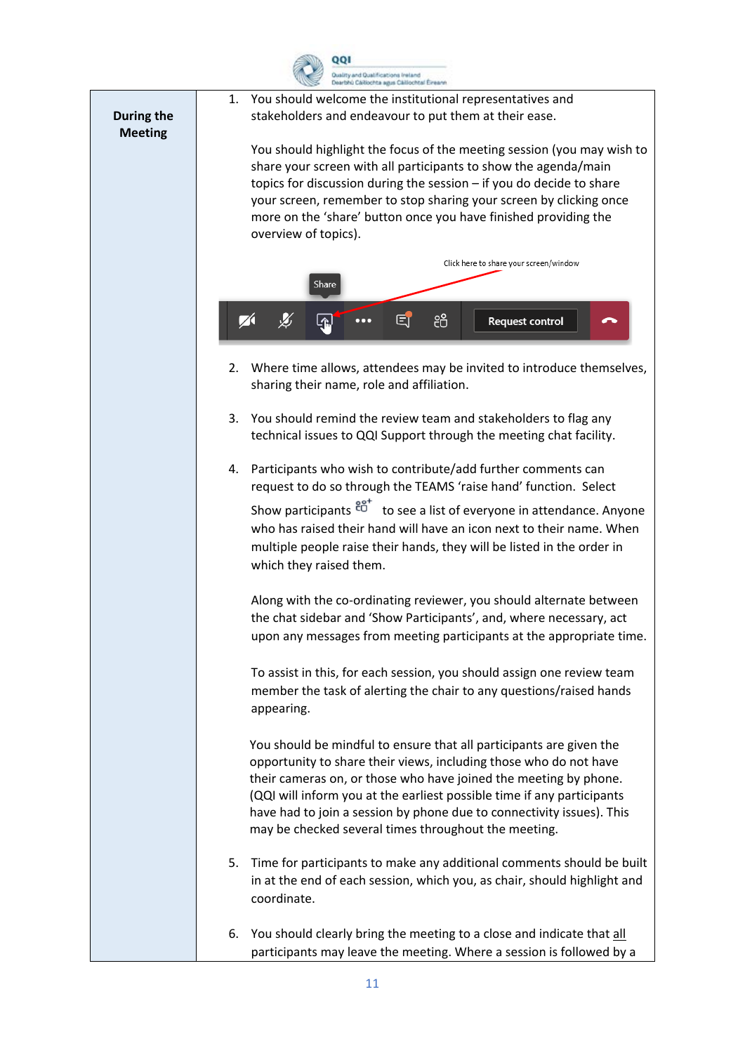| During the Meeting | |
|---|---|
| **During the Meeting** | 1. You should welcome the institutional representatives and stakeholders and endeavour to put them at their ease.<br><br>You should highlight the focus of the meeting session (you may wish to share your screen with all participants to show the agenda/main topics for discussion during the session – if you do decide to share your screen, remember to stop sharing your screen by clicking once more on the 'share' button once you have finished providing the overview of topics).<br><br>Click here to share your screen/window<br><br>Share<br><br>Request control<br><br>2. Where time allows, attendees may be invited to introduce themselves, sharing their name, role and affiliation.<br><br>3. You should remind the review team and stakeholders to flag any technical issues to QQI Support through the meeting chat facility.<br><br>4. Participants who wish to contribute/add further comments can request to do so through the TEAMS 'raise hand' function. Select Show participants to see a list of everyone in attendance. Anyone who has raised their hand will have an icon next to their name. When multiple people raise their hands, they will be listed in the order in which they raised them.<br><br>Along with the co-ordinating reviewer, you should alternate between the chat sidebar and 'Show Participants', and, where necessary, act upon any messages from meeting participants at the appropriate time.<br><br>To assist in this, for each session, you should assign one review team member the task of alerting the chair to any questions/raised hands appearing.<br><br>You should be mindful to ensure that all participants are given the opportunity to share their views, including those who do not have their cameras on, or those who have joined the meeting by phone. (QQI will inform you at the earliest possible time if any participants have had to join a session by phone due to connectivity issues). This may be checked several times throughout the meeting.<br><br>5. Time for participants to make any additional comments should be built in at the end of each session, which you, as chair, should highlight and coordinate.<br><br>6. You should clearly bring the meeting to a close and indicate that <u>all</u> participants may leave the meeting. Where a session is followed by a |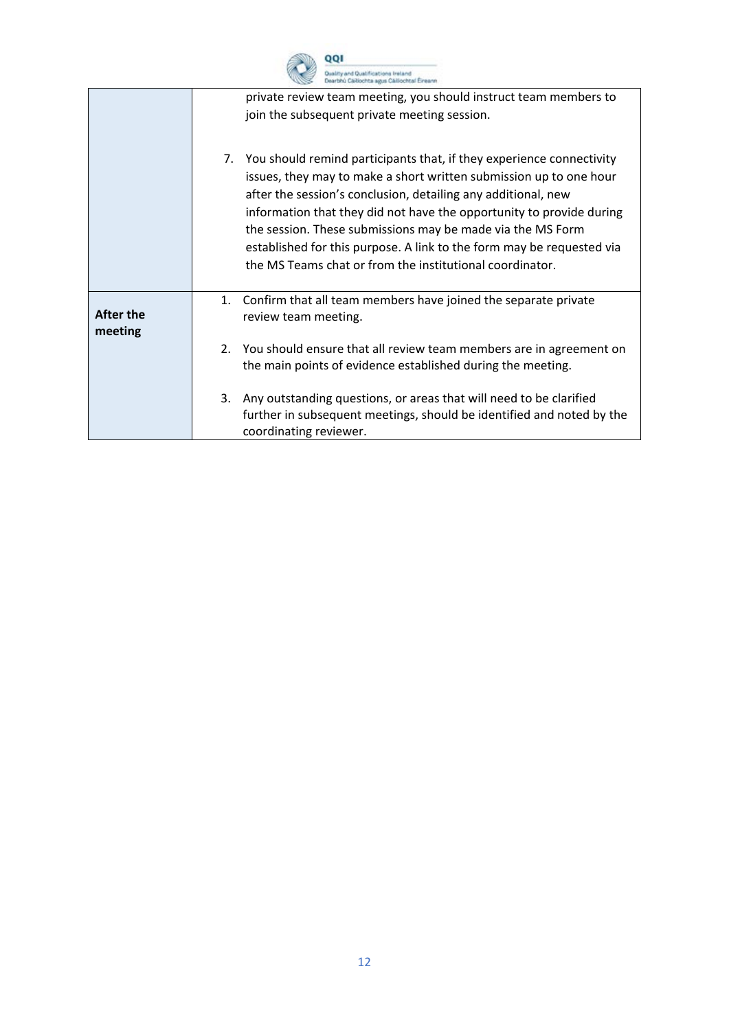| | |
|---|---|
| | private review team meeting, you should instruct team members to join the subsequent private meeting session.<br><br>7. You should remind participants that, if they experience connectivity issues, they may to make a short written submission up to one hour after the session's conclusion, detailing any additional, new information that they did not have the opportunity to provide during the session. These submissions may be made via the MS Form established for this purpose. A link to the form may be requested via the MS Teams chat or from the institutional coordinator. |
| **After the meeting** | 1. Confirm that all team members have joined the separate private review team meeting.<br><br>2. You should ensure that all review team members are in agreement on the main points of evidence established during the meeting.<br><br>3. Any outstanding questions, or areas that will need to be clarified further in subsequent meetings, should be identified and noted by the coordinating reviewer. |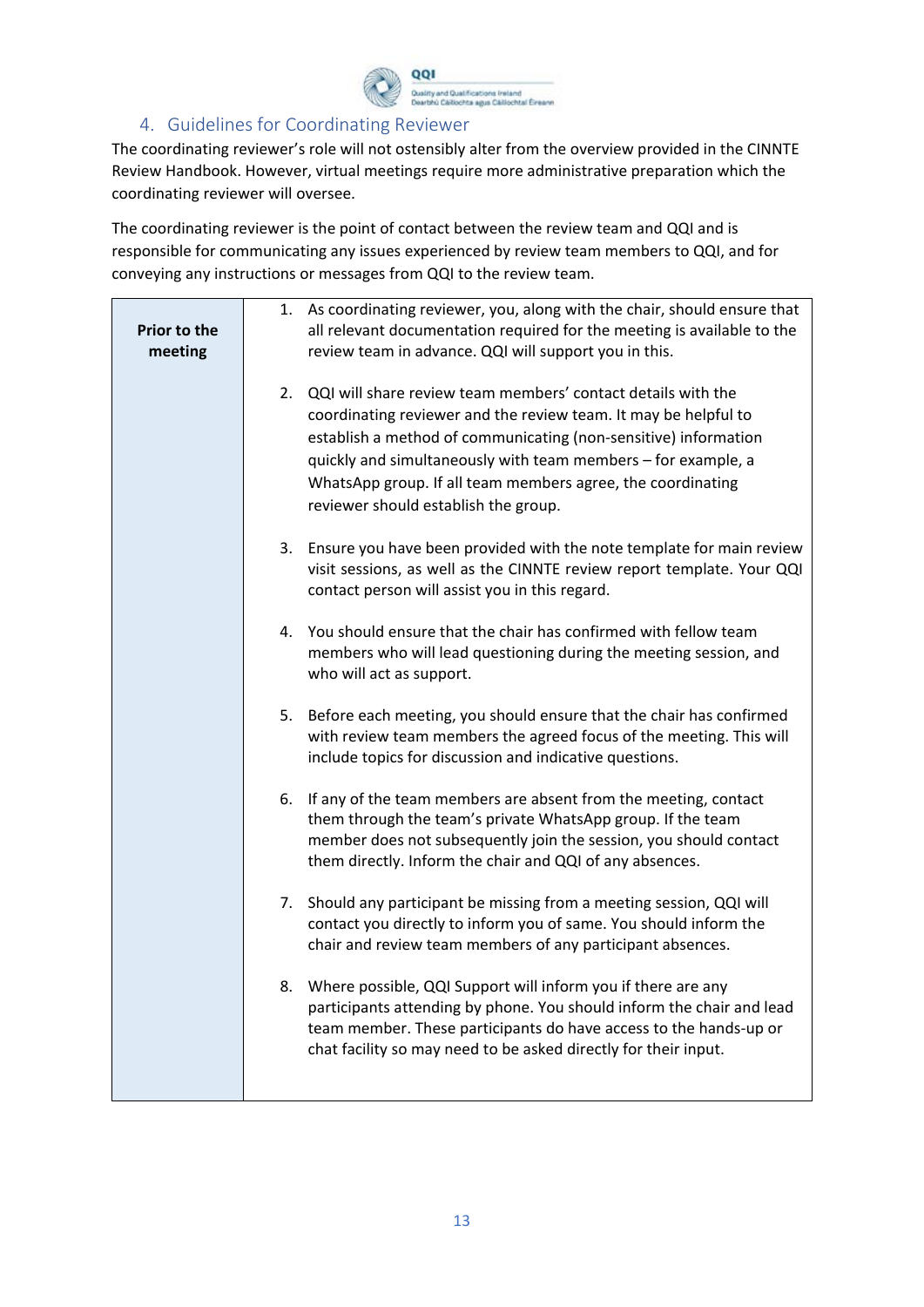## 4. Guidelines for Coordinating Reviewer

The coordinating reviewer's role will not ostensibly alter from the overview provided in the CINNTE Review Handbook. However, virtual meetings require more administrative preparation which the coordinating reviewer will oversee.

The coordinating reviewer is the point of contact between the review team and QQI and is responsible for communicating any issues experienced by review team members to QQI, and for conveying any instructions or messages from QQI to the review team.

| **Prior to the meeting** | |
|---|---|
| | 1. As coordinating reviewer, you, along with the chair, should ensure that all relevant documentation required for the meeting is available to the review team in advance. QQI will support you in this. |
| | 2. QQI will share review team members' contact details with the coordinating reviewer and the review team. It may be helpful to establish a method of communicating (non-sensitive) information quickly and simultaneously with team members – for example, a WhatsApp group. If all team members agree, the coordinating reviewer should establish the group. |
| | 3. Ensure you have been provided with the note template for main review visit sessions, as well as the CINNTE review report template. Your QQI contact person will assist you in this regard. |
| | 4. You should ensure that the chair has confirmed with fellow team members who will lead questioning during the meeting session, and who will act as support. |
| | 5. Before each meeting, you should ensure that the chair has confirmed with review team members the agreed focus of the meeting. This will include topics for discussion and indicative questions. |
| | 6. If any of the team members are absent from the meeting, contact them through the team's private WhatsApp group. If the team member does not subsequently join the session, you should contact them directly. Inform the chair and QQI of any absences. |
| | 7. Should any participant be missing from a meeting session, QQI will contact you directly to inform you of same. You should inform the chair and review team members of any participant absences. |
| | 8. Where possible, QQI Support will inform you if there are any participants attending by phone. You should inform the chair and lead team member. These participants do have access to the hands-up or chat facility so may need to be asked directly for their input. |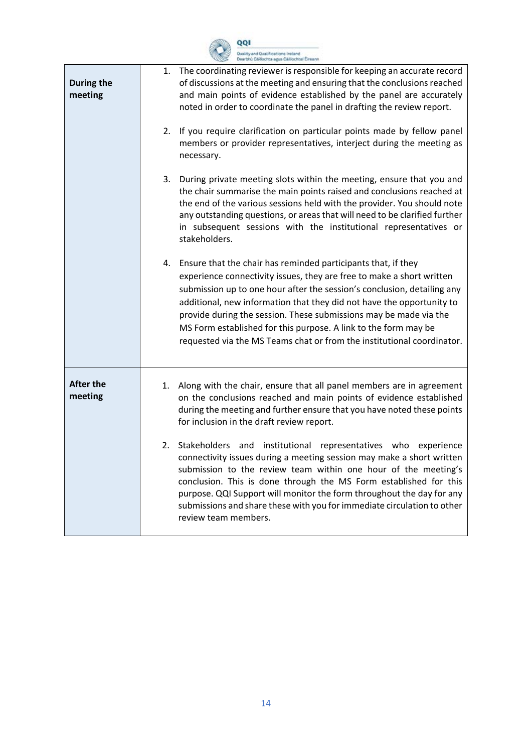| | |
|---|---|
| **During the meeting** | 1. The coordinating reviewer is responsible for keeping an accurate record of discussions at the meeting and ensuring that the conclusions reached and main points of evidence established by the panel are accurately noted in order to coordinate the panel in drafting the review report.<br><br>2. If you require clarification on particular points made by fellow panel members or provider representatives, interject during the meeting as necessary.<br><br>3. During private meeting slots within the meeting, ensure that you and the chair summarise the main points raised and conclusions reached at the end of the various sessions held with the provider. You should note any outstanding questions, or areas that will need to be clarified further in subsequent sessions with the institutional representatives or stakeholders.<br><br>4. Ensure that the chair has reminded participants that, if they experience connectivity issues, they are free to make a short written submission up to one hour after the session's conclusion, detailing any additional, new information that they did not have the opportunity to provide during the session. These submissions may be made via the MS Form established for this purpose. A link to the form may be requested via the MS Teams chat or from the institutional coordinator. |
| **After the meeting** | 1. Along with the chair, ensure that all panel members are in agreement on the conclusions reached and main points of evidence established during the meeting and further ensure that you have noted these points for inclusion in the draft review report.<br><br>2. Stakeholders and institutional representatives who experience connectivity issues during a meeting session may make a short written submission to the review team within one hour of the meeting's conclusion. This is done through the MS Form established for this purpose. QQI Support will monitor the form throughout the day for any submissions and share these with you for immediate circulation to other review team members. |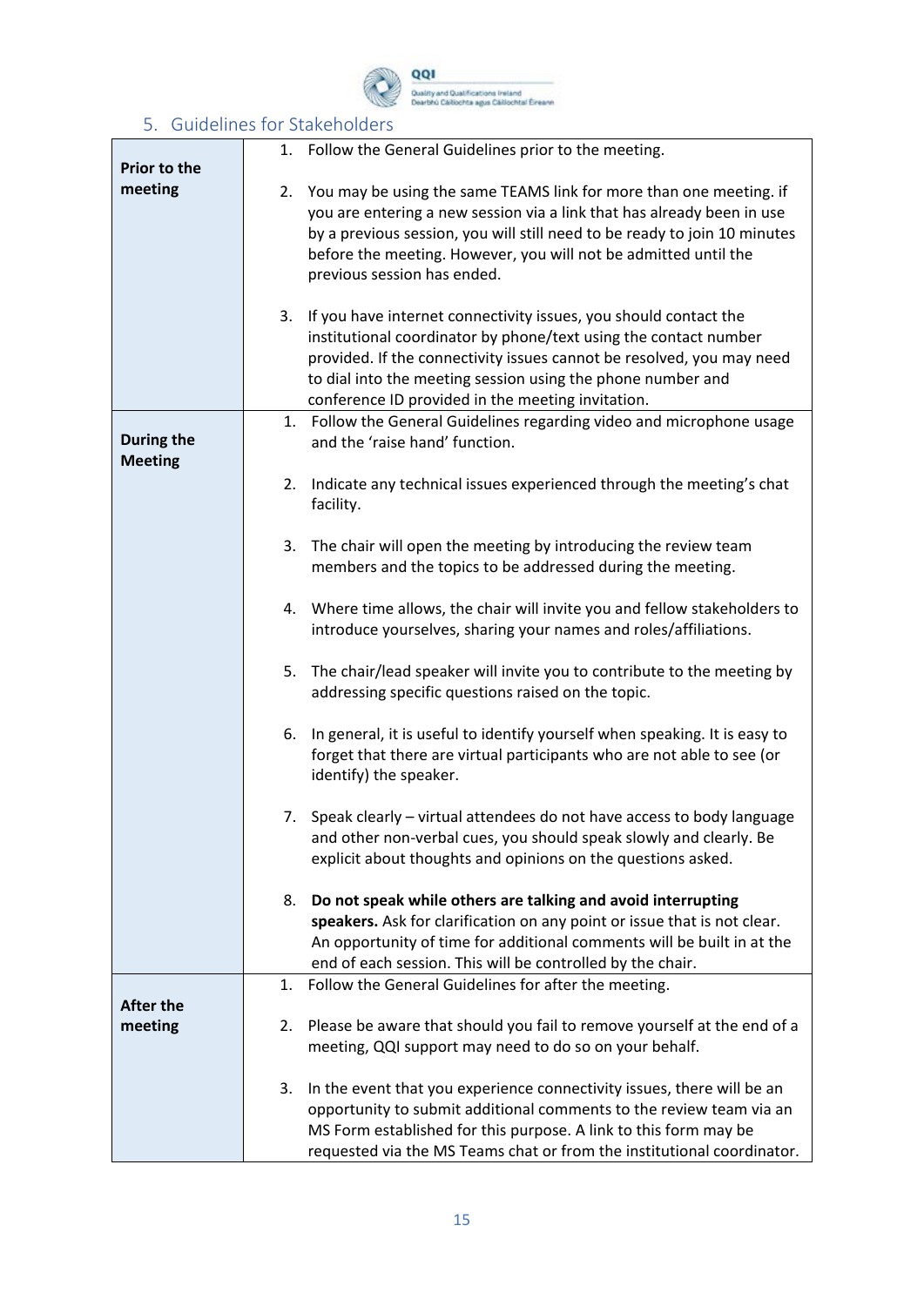## 5. Guidelines for Stakeholders

| | |
|---|---|
| **Prior to the meeting** | 1. Follow the General Guidelines prior to the meeting.<br><br>2. You may be using the same TEAMS link for more than one meeting. if you are entering a new session via a link that has already been in use by a previous session, you will still need to be ready to join 10 minutes before the meeting. However, you will not be admitted until the previous session has ended.<br><br>3. If you have internet connectivity issues, you should contact the institutional coordinator by phone/text using the contact number provided. If the connectivity issues cannot be resolved, you may need to dial into the meeting session using the phone number and conference ID provided in the meeting invitation. |
| **During the Meeting** | 1. Follow the General Guidelines regarding video and microphone usage and the 'raise hand' function.<br><br>2. Indicate any technical issues experienced through the meeting's chat facility.<br><br>3. The chair will open the meeting by introducing the review team members and the topics to be addressed during the meeting.<br><br>4. Where time allows, the chair will invite you and fellow stakeholders to introduce yourselves, sharing your names and roles/affiliations.<br><br>5. The chair/lead speaker will invite you to contribute to the meeting by addressing specific questions raised on the topic.<br><br>6. In general, it is useful to identify yourself when speaking. It is easy to forget that there are virtual participants who are not able to see (or identify) the speaker.<br><br>7. Speak clearly – virtual attendees do not have access to body language and other non-verbal cues, you should speak slowly and clearly. Be explicit about thoughts and opinions on the questions asked.<br><br>8. **Do not speak while others are talking and avoid interrupting speakers.** Ask for clarification on any point or issue that is not clear. An opportunity of time for additional comments will be built in at the end of each session. This will be controlled by the chair. |
| **After the meeting** | 1. Follow the General Guidelines for after the meeting.<br><br>2. Please be aware that should you fail to remove yourself at the end of a meeting, QQI support may need to do so on your behalf.<br><br>3. In the event that you experience connectivity issues, there will be an opportunity to submit additional comments to the review team via an MS Form established for this purpose. A link to this form may be requested via the MS Teams chat or from the institutional coordinator. |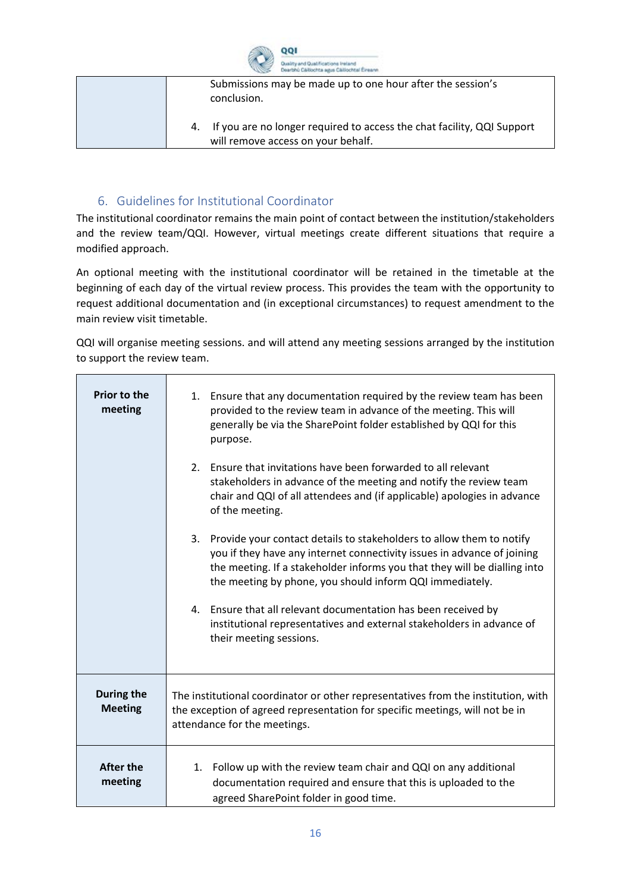| | Submissions may be made up to one hour after the session's conclusion.<br><br>4. If you are no longer required to access the chat facility, QQI Support will remove access on your behalf. |
|---|---|

## 6. Guidelines for Institutional Coordinator

The institutional coordinator remains the main point of contact between the institution/stakeholders and the review team/QQI. However, virtual meetings create different situations that require a modified approach.

An optional meeting with the institutional coordinator will be retained in the timetable at the beginning of each day of the virtual review process. This provides the team with the opportunity to request additional documentation and (in exceptional circumstances) to request amendment to the main review visit timetable.

QQI will organise meeting sessions. and will attend any meeting sessions arranged by the institution to support the review team.

| | |
|---|---|
| **Prior to the meeting** | 1. Ensure that any documentation required by the review team has been provided to the review team in advance of the meeting. This will generally be via the SharePoint folder established by QQI for this purpose.<br><br>2. Ensure that invitations have been forwarded to all relevant stakeholders in advance of the meeting and notify the review team chair and QQI of all attendees and (if applicable) apologies in advance of the meeting.<br><br>3. Provide your contact details to stakeholders to allow them to notify you if they have any internet connectivity issues in advance of joining the meeting. If a stakeholder informs you that they will be dialling into the meeting by phone, you should inform QQI immediately.<br><br>4. Ensure that all relevant documentation has been received by institutional representatives and external stakeholders in advance of their meeting sessions. |
| **During the Meeting** | The institutional coordinator or other representatives from the institution, with the exception of agreed representation for specific meetings, will not be in attendance for the meetings. |
| **After the meeting** | 1. Follow up with the review team chair and QQI on any additional documentation required and ensure that this is uploaded to the agreed SharePoint folder in good time. |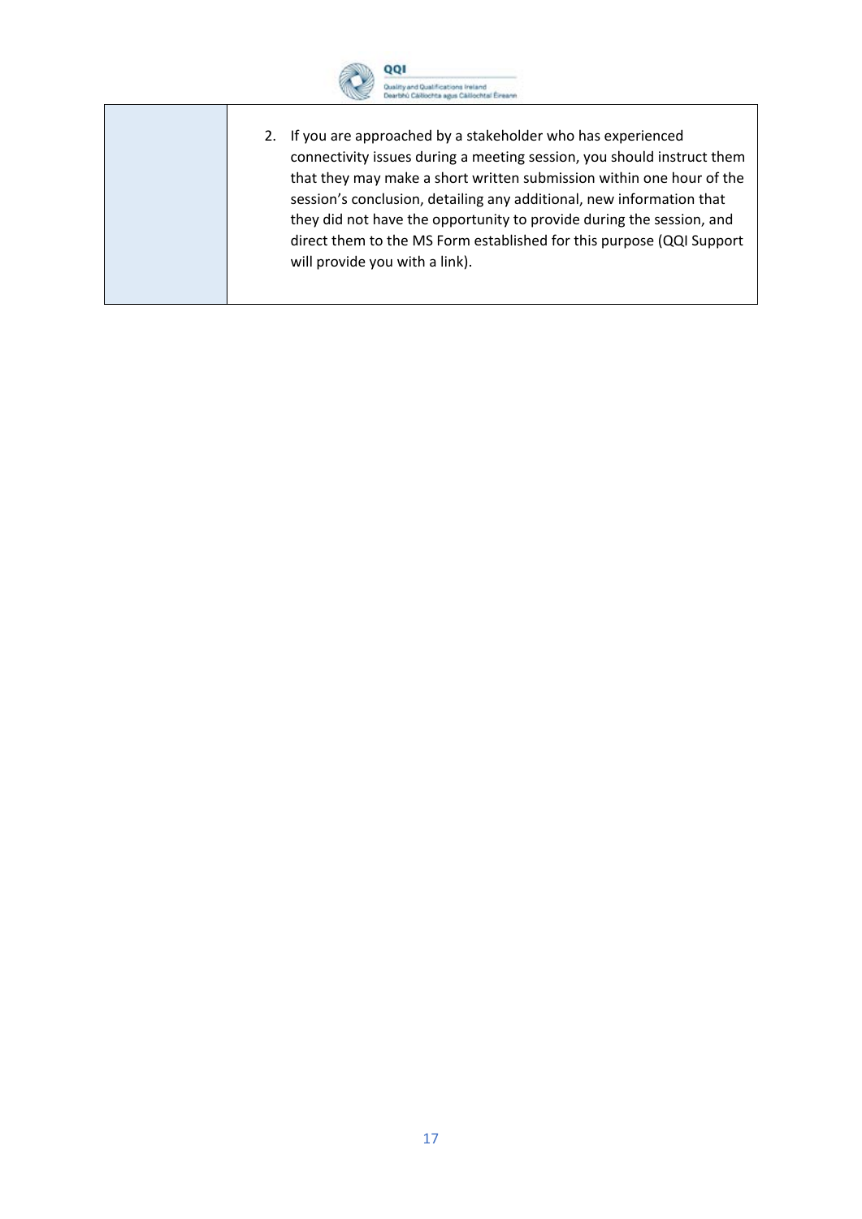| | |
|---|---|
| | 2. If you are approached by a stakeholder who has experienced connectivity issues during a meeting session, you should instruct them that they may make a short written submission within one hour of the session's conclusion, detailing any additional, new information that they did not have the opportunity to provide during the session, and direct them to the MS Form established for this purpose (QQI Support will provide you with a link). |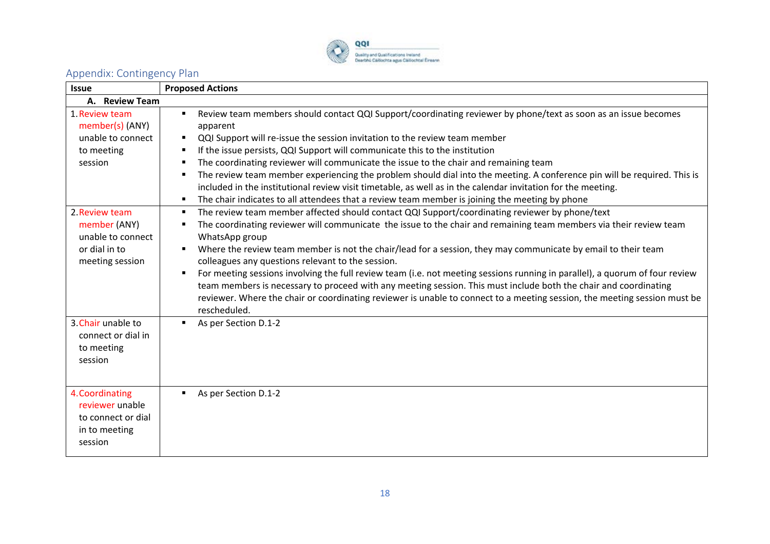## Appendix: Contingency Plan

| Issue | Proposed Actions |
| --- | --- |
| **A. Review Team** | |
| 1. Review team member(s) (ANY) unable to connect to meeting session | ▪ Review team members should contact QQI Support/coordinating reviewer by phone/text as soon as an issue becomes apparent<br>▪ QQI Support will re-issue the session invitation to the review team member<br>▪ If the issue persists, QQI Support will communicate this to the institution<br>▪ The coordinating reviewer will communicate the issue to the chair and remaining team<br>▪ The review team member experiencing the problem should dial into the meeting. A conference pin will be required. This is included in the institutional review visit timetable, as well as in the calendar invitation for the meeting.<br>▪ The chair indicates to all attendees that a review team member is joining the meeting by phone |
| 2. Review team member (ANY) unable to connect or dial in to meeting session | ▪ The review team member affected should contact QQI Support/coordinating reviewer by phone/text<br>▪ The coordinating reviewer will communicate the issue to the chair and remaining team members via their review team WhatsApp group<br>▪ Where the review team member is not the chair/lead for a session, they may communicate by email to their team colleagues any questions relevant to the session.<br>▪ For meeting sessions involving the full review team (i.e. not meeting sessions running in parallel), a quorum of four review team members is necessary to proceed with any meeting session. This must include both the chair and coordinating reviewer. Where the chair or coordinating reviewer is unable to connect to a meeting session, the meeting session must be rescheduled. |
| 3. Chair unable to connect or dial in to meeting session | ▪ As per Section D.1-2 |
| 4. Coordinating reviewer unable to connect or dial in to meeting session | ▪ As per Section D.1-2 |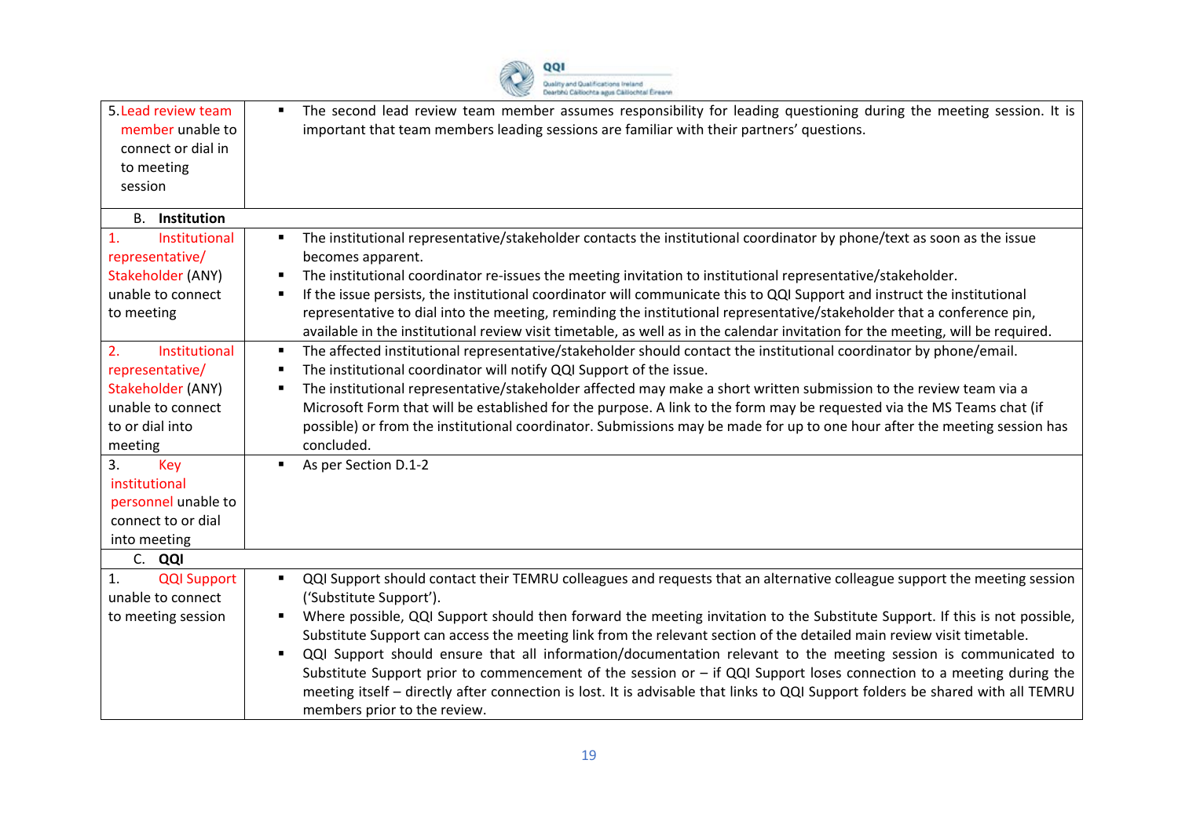| | |
|---|---|
| 5. Lead review team member unable to connect or dial in to meeting session | ▪ The second lead review team member assumes responsibility for leading questioning during the meeting session. It is important that team members leading sessions are familiar with their partners' questions. |
| **B. Institution** | |
| 1. Institutional representative/ Stakeholder (ANY) unable to connect to meeting | ▪ The institutional representative/stakeholder contacts the institutional coordinator by phone/text as soon as the issue becomes apparent.<br>▪ The institutional coordinator re-issues the meeting invitation to institutional representative/stakeholder.<br>▪ If the issue persists, the institutional coordinator will communicate this to QQI Support and instruct the institutional representative to dial into the meeting, reminding the institutional representative/stakeholder that a conference pin, available in the institutional review visit timetable, as well as in the calendar invitation for the meeting, will be required. |
| 2. Institutional representative/ Stakeholder (ANY) unable to connect to or dial into meeting | ▪ The affected institutional representative/stakeholder should contact the institutional coordinator by phone/email.<br>▪ The institutional coordinator will notify QQI Support of the issue.<br>▪ The institutional representative/stakeholder affected may make a short written submission to the review team via a Microsoft Form that will be established for the purpose. A link to the form may be requested via the MS Teams chat (if possible) or from the institutional coordinator. Submissions may be made for up to one hour after the meeting session has concluded. |
| 3. Key institutional personnel unable to connect to or dial into meeting | ▪ As per Section D.1-2 |
| **C. QQI** | |
| 1. QQI Support unable to connect to meeting session | ▪ QQI Support should contact their TEMRU colleagues and requests that an alternative colleague support the meeting session ('Substitute Support').<br>▪ Where possible, QQI Support should then forward the meeting invitation to the Substitute Support. If this is not possible, Substitute Support can access the meeting link from the relevant section of the detailed main review visit timetable.<br>▪ QQI Support should ensure that all information/documentation relevant to the meeting session is communicated to Substitute Support prior to commencement of the session or – if QQI Support loses connection to a meeting during the meeting itself – directly after connection is lost. It is advisable that links to QQI Support folders be shared with all TEMRU members prior to the review. |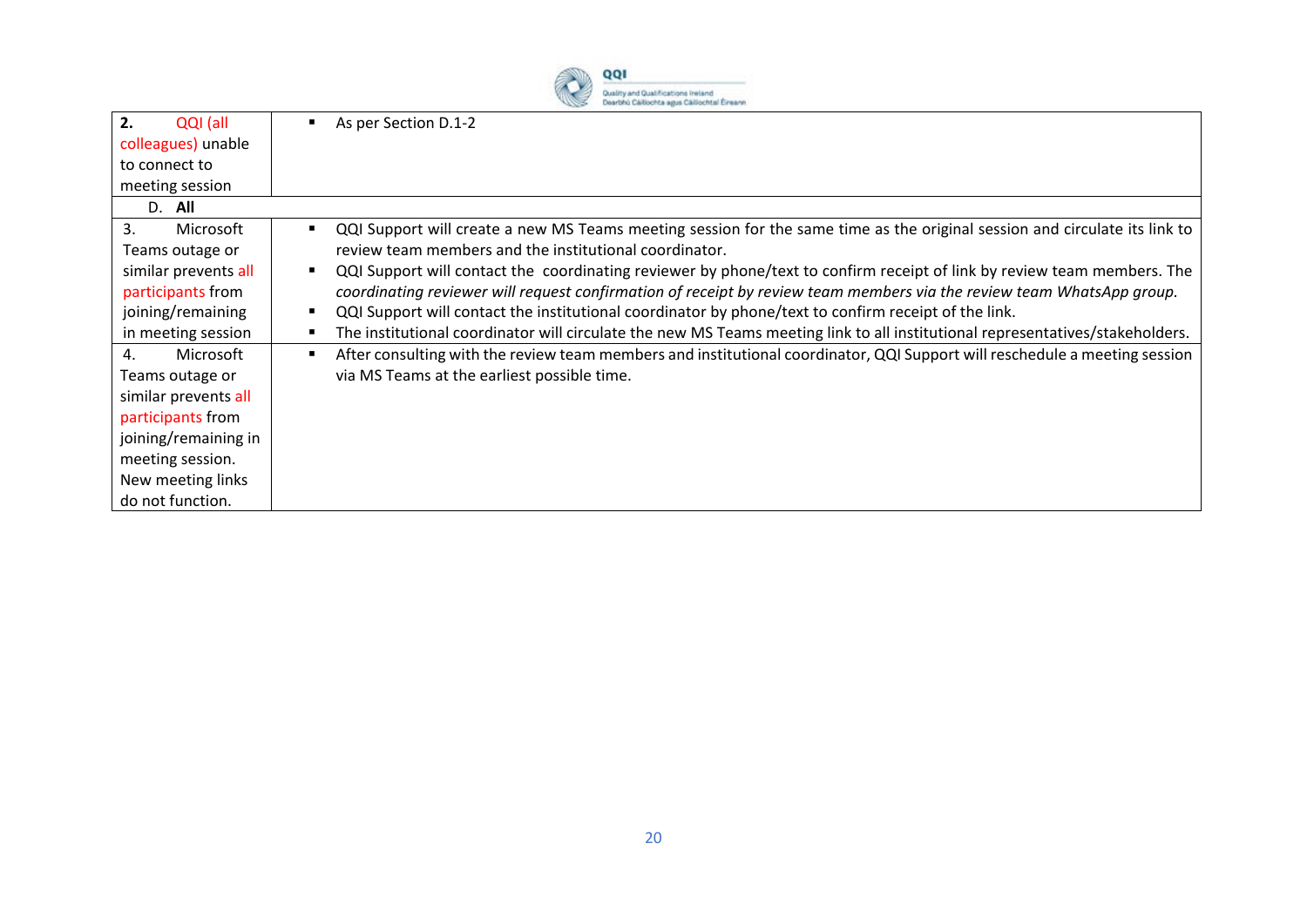| | |
|---|---|
| **2.** QQI (all colleagues) unable to connect to meeting session | ▪ As per Section D.1-2 |
| D. **All** | |
| 3. Microsoft Teams outage or similar prevents all participants from joining/remaining in meeting session | ▪ QQI Support will create a new MS Teams meeting session for the same time as the original session and circulate its link to review team members and the institutional coordinator.<br>▪ QQI Support will contact the coordinating reviewer by phone/text to confirm receipt of link by review team members. The *coordinating reviewer will request confirmation of receipt by review team members via the review team WhatsApp group.*<br>▪ QQI Support will contact the institutional coordinator by phone/text to confirm receipt of the link.<br>▪ The institutional coordinator will circulate the new MS Teams meeting link to all institutional representatives/stakeholders. |
| 4. Microsoft Teams outage or similar prevents all participants from joining/remaining in meeting session. New meeting links do not function. | ▪ After consulting with the review team members and institutional coordinator, QQI Support will reschedule a meeting session via MS Teams at the earliest possible time. |